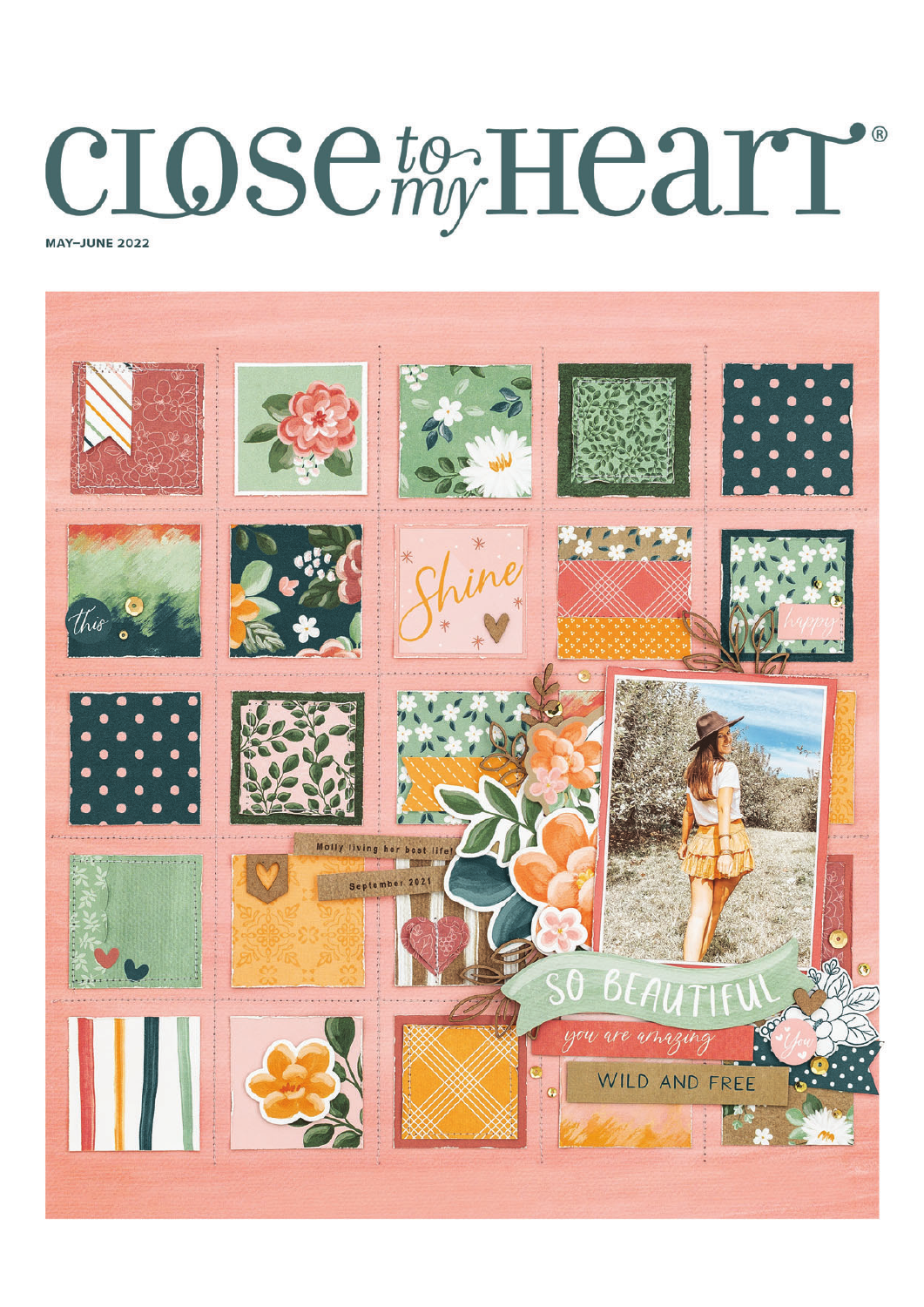# Close to my Heart®

**MAY–JUNE 2022**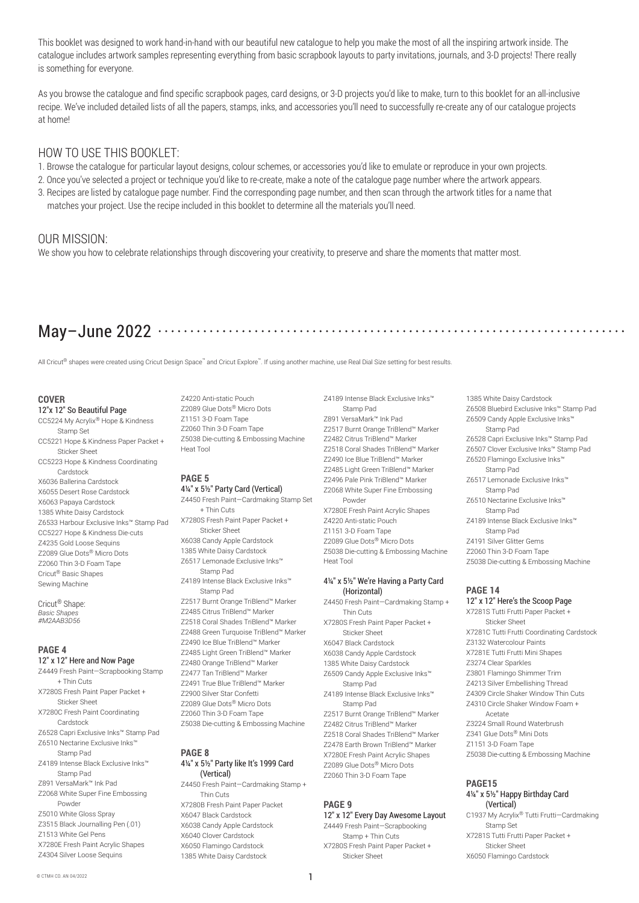This booklet was designed to work hand-in-hand with our beautiful new catalogue to help you make the most of all the inspiring artwork inside. The catalogue includes artwork samples representing everything from basic scrapbook layouts to party invitations, journals, and 3-D projects! There really is something for everyone.

As you browse the catalogue and find specific scrapbook pages, card designs, or 3-D projects you'd like to make, turn to this booklet for an all-inclusive recipe. We've included detailed lists of all the papers, stamps, inks, and accessories you'll need to successfully re-create any of our catalogue projects at home!

## HOW TO USE THIS BOOKLET:

1. Browse the catalogue for particular layout designs, colour schemes, or accessories you'd like to emulate or reproduce in your own projects.
2. Once you've selected a project or technique you'd like to re-create, make a note of the catalogue page number where the artwork appears.
3. Recipes are listed by catalogue page number. Find the corresponding page number, and then scan through the artwork titles for a name that matches your project. Use the recipe included in this booklet to determine all the materials you'll need.

## OUR MISSION:

We show you how to celebrate relationships through discovering your creativity, to preserve and share the moments that matter most.

# May–June 2022

All Cricut® shapes were created using Cricut Design Space™ and Cricut Explore™. If using another machine, use Real Dial Size setting for best results.

### COVER

**12"x 12" So Beautiful Page**

CC5224 My Acrylix® Hope & Kindness Stamp Set
CC5221 Hope & Kindness Paper Packet + Sticker Sheet
CC5223 Hope & Kindness Coordinating Cardstock
X6036 Ballerina Cardstock
X6055 Desert Rose Cardstock
X6063 Papaya Cardstock
1385 White Daisy Cardstock
Z6533 Harbour Exclusive Inks™ Stamp Pad
CC5227 Hope & Kindness Die-cuts
Z4235 Gold Loose Sequins
Z2089 Glue Dots® Micro Dots
Z2060 Thin 3-D Foam Tape
Cricut® Basic Shapes
Sewing Machine

Cricut® Shape:
*Basic Shapes*
*#M2AAB3D56*

### PAGE 4

**12" x 12" Here and Now Page**

Z4449 Fresh Paint—Scrapbooking Stamp + Thin Cuts
X7280S Fresh Paint Paper Packet + Sticker Sheet
X7280C Fresh Paint Coordinating Cardstock
Z6528 Capri Exclusive Inks™ Stamp Pad
Z6510 Nectarine Exclusive Inks™ Stamp Pad
Z4189 Intense Black Exclusive Inks™ Stamp Pad
Z891 VersaMark™ Ink Pad
Z2068 White Super Fine Embossing Powder
Z5010 White Gloss Spray
Z3515 Black Journalling Pen (.01)
Z1513 White Gel Pens
X7280E Fresh Paint Acrylic Shapes
Z4304 Silver Loose Sequins
Z4220 Anti-static Pouch
Z2089 Glue Dots® Micro Dots
Z1151 3-D Foam Tape
Z2060 Thin 3-D Foam Tape
Z5038 Die-cutting & Embossing Machine
Heat Tool

### PAGE 5

**4¼" x 5½" Party Card (Vertical)**

Z4450 Fresh Paint—Cardmaking Stamp Set + Thin Cuts
X7280S Fresh Paint Paper Packet + Sticker Sheet
X6038 Candy Apple Cardstock
1385 White Daisy Cardstock
Z6517 Lemonade Exclusive Inks™ Stamp Pad
Z4189 Intense Black Exclusive Inks™ Stamp Pad
Z2517 Burnt Orange TriBlend™ Marker
Z2485 Citrus TriBlend™ Marker
Z2518 Coral Shades TriBlend™ Marker
Z2488 Green Turquoise TriBlend™ Marker
Z2490 Ice Blue TriBlend™ Marker
Z2485 Light Green TriBlend™ Marker
Z2480 Orange TriBlend™ Marker
Z2477 Tan TriBlend™ Marker
Z2491 True Blue TriBlend™ Marker
Z2900 Silver Star Confetti
Z2089 Glue Dots® Micro Dots
Z2060 Thin 3-D Foam Tape
Z5038 Die-cutting & Embossing Machine

### PAGE 8

**4¼" x 5½" Party like It's 1999 Card (Vertical)**

Z4450 Fresh Paint—Cardmaking Stamp + Thin Cuts
X7280B Fresh Paint Paper Packet
X6047 Black Cardstock
X6038 Candy Apple Cardstock
X6040 Clover Cardstock
X6050 Flamingo Cardstock
1385 White Daisy Cardstock
Z4189 Intense Black Exclusive Inks™ Stamp Pad
Z891 VersaMark™ Ink Pad
Z2517 Burnt Orange TriBlend™ Marker
Z2482 Citrus TriBlend™ Marker
Z2518 Coral Shades TriBlend™ Marker
Z2490 Ice Blue TriBlend™ Marker
Z2485 Light Green TriBlend™ Marker
Z2496 Pale Pink TriBlend™ Marker
Z2068 White Super Fine Embossing Powder
X7280E Fresh Paint Acrylic Shapes
Z4220 Anti-static Pouch
Z1151 3-D Foam Tape
Z2089 Glue Dots® Micro Dots
Z5038 Die-cutting & Embossing Machine
Heat Tool

**4¼" x 5½" We're Having a Party Card (Horizontal)**

Z4450 Fresh Paint—Cardmaking Stamp + Thin Cuts
X7280S Fresh Paint Paper Packet + Sticker Sheet
X6047 Black Cardstock
X6038 Candy Apple Cardstock
1385 White Daisy Cardstock
Z6509 Candy Apple Exclusive Inks™ Stamp Pad
Z4189 Intense Black Exclusive Inks™ Stamp Pad
Z2517 Burnt Orange TriBlend™ Marker
Z2482 Citrus TriBlend™ Marker
Z2518 Coral Shades TriBlend™ Marker
Z2478 Earth Brown TriBlend™ Marker
X7280E Fresh Paint Acrylic Shapes
Z2089 Glue Dots® Micro Dots
Z2060 Thin 3-D Foam Tape

### PAGE 9

**12" x 12" Every Day Awesome Layout**

Z4449 Fresh Paint—Scrapbooking Stamp + Thin Cuts
X7280S Fresh Paint Paper Packet + Sticker Sheet
1385 White Daisy Cardstock
Z6508 Bluebird Exclusive Inks™ Stamp Pad
Z6509 Candy Apple Exclusive Inks™ Stamp Pad
Z6528 Capri Exclusive Inks™ Stamp Pad
Z6507 Clover Exclusive Inks™ Stamp Pad
Z6520 Flamingo Exclusive Inks™ Stamp Pad
Z6517 Lemonade Exclusive Inks™ Stamp Pad
Z6510 Nectarine Exclusive Inks™ Stamp Pad
Z4189 Intense Black Exclusive Inks™ Stamp Pad
Z4191 Silver Glitter Gems
Z2060 Thin 3-D Foam Tape
Z5038 Die-cutting & Embossing Machine

### PAGE 14

**12" x 12" Here's the Scoop Page**

X7281S Tutti Frutti Paper Packet + Sticker Sheet
X7281C Tutti Frutti Coordinating Cardstock
Z3132 Watercolour Paints
X7281E Tutti Frutti Mini Shapes
Z3274 Clear Sparkles
Z3801 Flamingo Shimmer Trim
Z4213 Silver Embellishing Thread
Z4309 Circle Shaker Window Thin Cuts
Z4310 Circle Shaker Window Foam + Acetate
Z3224 Small Round Waterbrush
Z341 Glue Dots® Mini Dots
Z1151 3-D Foam Tape
Z5038 Die-cutting & Embossing Machine

### PAGE15

**4¼" x 5½" Happy Birthday Card (Vertical)**

C1937 My Acrylix® Tutti Frutti—Cardmaking Stamp Set
X7281S Tutti Frutti Paper Packet + Sticker Sheet
X6050 Flamingo Cardstock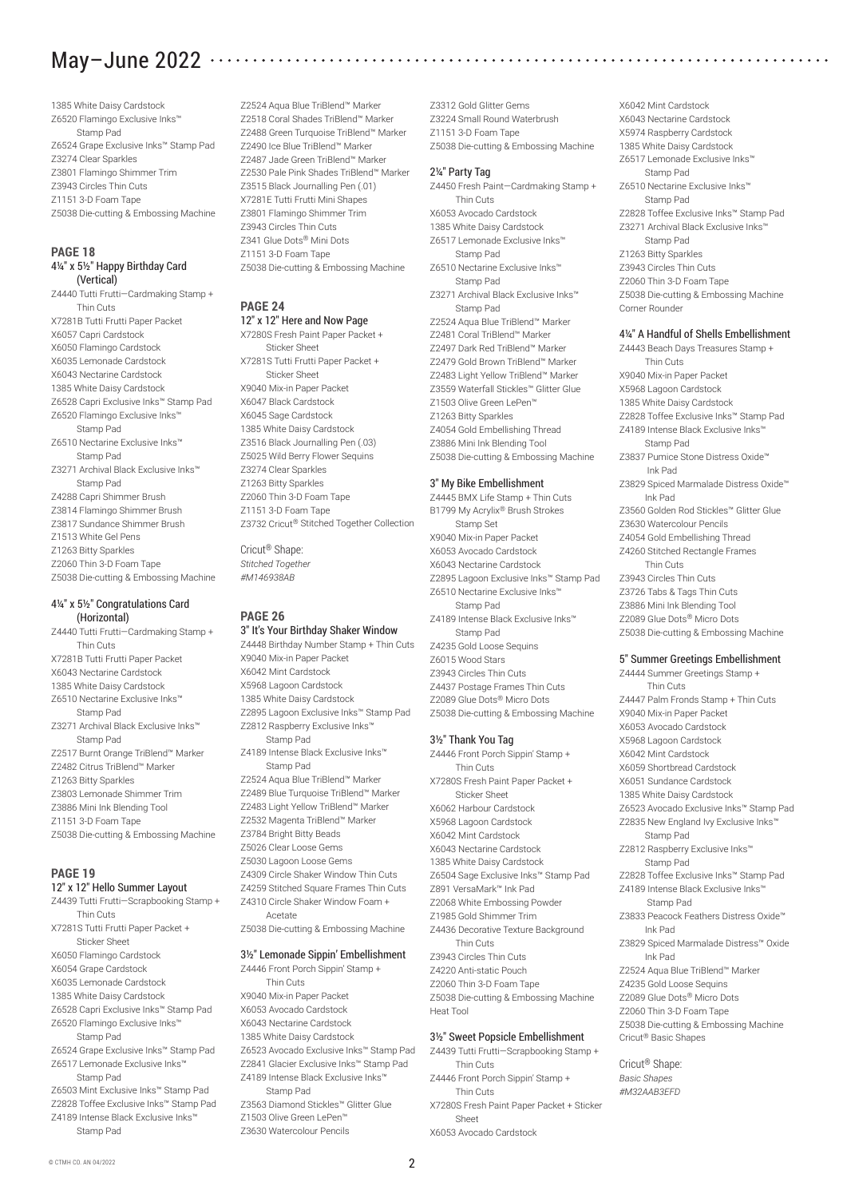# May–June 2022

1385 White Daisy Cardstock
Z6520 Flamingo Exclusive Inks™ Stamp Pad
Z6524 Grape Exclusive Inks™ Stamp Pad
Z3274 Clear Sparkles
Z3801 Flamingo Shimmer Trim
Z3943 Circles Thin Cuts
Z1151 3-D Foam Tape
Z5038 Die-cutting & Embossing Machine

## PAGE 18

### 4¼" x 5½" Happy Birthday Card (Vertical)

Z4440 Tutti Frutti—Cardmaking Stamp + Thin Cuts
X7281B Tutti Frutti Paper Packet
X6057 Capri Cardstock
X6050 Flamingo Cardstock
X6035 Lemonade Cardstock
X6043 Nectarine Cardstock
1385 White Daisy Cardstock
Z6528 Capri Exclusive Inks™ Stamp Pad
Z6520 Flamingo Exclusive Inks™ Stamp Pad
Z6510 Nectarine Exclusive Inks™ Stamp Pad
Z3271 Archival Black Exclusive Inks™ Stamp Pad
Z4288 Capri Shimmer Brush
Z3814 Flamingo Shimmer Brush
Z3817 Sundance Shimmer Brush
Z1513 White Gel Pens
Z1263 Bitty Sparkles
Z2060 Thin 3-D Foam Tape
Z5038 Die-cutting & Embossing Machine

### 4¼" x 5½" Congratulations Card (Horizontal)

Z4440 Tutti Frutti—Cardmaking Stamp + Thin Cuts
X7281B Tutti Frutti Paper Packet
X6043 Nectarine Cardstock
1385 White Daisy Cardstock
Z6510 Nectarine Exclusive Inks™ Stamp Pad
Z3271 Archival Black Exclusive Inks™ Stamp Pad
Z2517 Burnt Orange TriBlend™ Marker
Z2482 Citrus TriBlend™ Marker
Z1263 Bitty Sparkles
Z3803 Lemonade Shimmer Trim
Z3886 Mini Ink Blending Tool
Z1151 3-D Foam Tape
Z5038 Die-cutting & Embossing Machine

## PAGE 19

### 12" x 12" Hello Summer Layout

Z4439 Tutti Frutti—Scrapbooking Stamp + Thin Cuts
X7281S Tutti Frutti Paper Packet + Sticker Sheet
X6050 Flamingo Cardstock
X6054 Grape Cardstock
X6035 Lemonade Cardstock
1385 White Daisy Cardstock
Z6528 Capri Exclusive Inks™ Stamp Pad
Z6520 Flamingo Exclusive Inks™ Stamp Pad
Z6524 Grape Exclusive Inks™ Stamp Pad
Z6517 Lemonade Exclusive Inks™ Stamp Pad
Z6503 Mint Exclusive Inks™ Stamp Pad
Z2828 Toffee Exclusive Inks™ Stamp Pad
Z4189 Intense Black Exclusive Inks™ Stamp Pad
Z2524 Aqua Blue TriBlend™ Marker
Z2518 Coral Shades TriBlend™ Marker
Z2488 Green Turquoise TriBlend™ Marker
Z2490 Ice Blue TriBlend™ Marker
Z2487 Jade Green TriBlend™ Marker
Z2530 Pale Pink Shades TriBlend™ Marker
Z3515 Black Journalling Pen (.01)
X7281E Tutti Frutti Mini Shapes
Z3801 Flamingo Shimmer Trim
Z3943 Circles Thin Cuts
Z341 Glue Dots® Mini Dots
Z1151 3-D Foam Tape
Z5038 Die-cutting & Embossing Machine

## PAGE 24

### 12" x 12" Here and Now Page

X7280S Fresh Paint Paper Packet + Sticker Sheet
X7281S Tutti Frutti Paper Packet + Sticker Sheet
X9040 Mix-in Paper Packet
X6047 Black Cardstock
X6045 Sage Cardstock
1385 White Daisy Cardstock
Z3516 Black Journalling Pen (.03)
Z5025 Wild Berry Flower Sequins
Z3274 Clear Sparkles
Z1263 Bitty Sparkles
Z2060 Thin 3-D Foam Tape
Z1151 3-D Foam Tape
Z3732 Cricut® Stitched Together Collection

Cricut® Shape:
*Stitched Together*
*#M146938AB*

## PAGE 26

### 3" It's Your Birthday Shaker Window

Z4448 Birthday Number Stamp + Thin Cuts
X9040 Mix-in Paper Packet
X6042 Mint Cardstock
X5968 Lagoon Cardstock
1385 White Daisy Cardstock
Z2895 Lagoon Exclusive Inks™ Stamp Pad
Z2812 Raspberry Exclusive Inks™ Stamp Pad
Z4189 Intense Black Exclusive Inks™ Stamp Pad
Z2524 Aqua Blue TriBlend™ Marker
Z2489 Blue Turquoise TriBlend™ Marker
Z2483 Light Yellow TriBlend™ Marker
Z2532 Magenta TriBlend™ Marker
Z3784 Bright Bitty Beads
Z5026 Clear Loose Gems
Z5030 Lagoon Loose Gems
Z4309 Circle Shaker Window Thin Cuts
Z4259 Stitched Square Frames Thin Cuts
Z4310 Circle Shaker Window Foam + Acetate
Z5038 Die-cutting & Embossing Machine

### 3½" Lemonade Sippin' Embellishment

Z4446 Front Porch Sippin' Stamp + Thin Cuts
X9040 Mix-in Paper Packet
X6053 Avocado Cardstock
X6043 Nectarine Cardstock
1385 White Daisy Cardstock
Z6523 Avocado Exclusive Inks™ Stamp Pad
Z2841 Glacier Exclusive Inks™ Stamp Pad
Z4189 Intense Black Exclusive Inks™ Stamp Pad
Z3563 Diamond Stickles™ Glitter Glue
Z1503 Olive Green LePen™
Z3630 Watercolour Pencils
Z3312 Gold Glitter Gems
Z3224 Small Round Waterbrush
Z1151 3-D Foam Tape
Z5038 Die-cutting & Embossing Machine

### 2¼" Party Tag

Z4450 Fresh Paint—Cardmaking Stamp + Thin Cuts
X6053 Avocado Cardstock
1385 White Daisy Cardstock
Z6517 Lemonade Exclusive Inks™ Stamp Pad
Z6510 Nectarine Exclusive Inks™ Stamp Pad
Z3271 Archival Black Exclusive Inks™ Stamp Pad
Z2524 Aqua Blue TriBlend™ Marker
Z2481 Coral TriBlend™ Marker
Z2497 Dark Red TriBlend™ Marker
Z2479 Gold Brown TriBlend™ Marker
Z2483 Light Yellow TriBlend™ Marker
Z3559 Waterfall Stickles™ Glitter Glue
Z1503 Olive Green LePen™
Z1263 Bitty Sparkles
Z4054 Gold Embellishing Thread
Z3886 Mini Ink Blending Tool
Z5038 Die-cutting & Embossing Machine

### 3" My Bike Embellishment

Z4445 BMX Life Stamp + Thin Cuts
B1799 My Acrylix® Brush Strokes Stamp Set
X9040 Mix-in Paper Packet
X6053 Avocado Cardstock
X6043 Nectarine Cardstock
Z2895 Lagoon Exclusive Inks™ Stamp Pad
Z6510 Nectarine Exclusive Inks™ Stamp Pad
Z4189 Intense Black Exclusive Inks™ Stamp Pad
Z4235 Gold Loose Sequins
Z6015 Wood Stars
Z3943 Circles Thin Cuts
Z4437 Postage Frames Thin Cuts
Z2089 Glue Dots® Micro Dots
Z5038 Die-cutting & Embossing Machine

### 3½" Thank You Tag

Z4446 Front Porch Sippin' Stamp + Thin Cuts
X7280S Fresh Paint Paper Packet + Sticker Sheet
X6062 Harbour Cardstock
X5968 Lagoon Cardstock
X6042 Mint Cardstock
X6043 Nectarine Cardstock
1385 White Daisy Cardstock
Z6504 Sage Exclusive Inks™ Stamp Pad
Z891 VersaMark™ Ink Pad
Z2068 White Embossing Powder
Z1985 Gold Shimmer Trim
Z4436 Decorative Texture Background Thin Cuts
Z3943 Circles Thin Cuts
Z4220 Anti-static Pouch
Z2060 Thin 3-D Foam Tape
Z5038 Die-cutting & Embossing Machine
Heat Tool

### 3½" Sweet Popsicle Embellishment

Z4439 Tutti Frutti—Scrapbooking Stamp + Thin Cuts
Z4446 Front Porch Sippin' Stamp + Thin Cuts
X7280S Fresh Paint Paper Packet + Sticker Sheet
X6053 Avocado Cardstock
X6042 Mint Cardstock
X6043 Nectarine Cardstock
X5974 Raspberry Cardstock
1385 White Daisy Cardstock
Z6517 Lemonade Exclusive Inks™ Stamp Pad
Z6510 Nectarine Exclusive Inks™ Stamp Pad
Z2828 Toffee Exclusive Inks™ Stamp Pad
Z3271 Archival Black Exclusive Inks™ Stamp Pad
Z1263 Bitty Sparkles
Z3943 Circles Thin Cuts
Z2060 Thin 3-D Foam Tape
Z5038 Die-cutting & Embossing Machine
Corner Rounder

### 4¼" A Handful of Shells Embellishment

Z4443 Beach Days Treasures Stamp + Thin Cuts
X9040 Mix-in Paper Packet
X5968 Lagoon Cardstock
1385 White Daisy Cardstock
Z2828 Toffee Exclusive Inks™ Stamp Pad
Z4189 Intense Black Exclusive Inks™ Stamp Pad
Z3837 Pumice Stone Distress Oxide™ Ink Pad
Z3829 Spiced Marmalade Distress Oxide™ Ink Pad
Z3560 Golden Rod Stickles™ Glitter Glue
Z3630 Watercolour Pencils
Z4054 Gold Embellishing Thread
Z4260 Stitched Rectangle Frames Thin Cuts
Z3943 Circles Thin Cuts
Z3726 Tabs & Tags Thin Cuts
Z3886 Mini Ink Blending Tool
Z2089 Glue Dots® Micro Dots
Z5038 Die-cutting & Embossing Machine

### 5" Summer Greetings Embellishment

Z4444 Summer Greetings Stamp + Thin Cuts
Z4447 Palm Fronds Stamp + Thin Cuts
X9040 Mix-in Paper Packet
X6053 Avocado Cardstock
X5968 Lagoon Cardstock
X6042 Mint Cardstock
X6059 Shortbread Cardstock
X6051 Sundance Cardstock
1385 White Daisy Cardstock
Z6523 Avocado Exclusive Inks™ Stamp Pad
Z2835 New England Ivy Exclusive Inks™ Stamp Pad
Z2812 Raspberry Exclusive Inks™ Stamp Pad
Z2828 Toffee Exclusive Inks™ Stamp Pad
Z4189 Intense Black Exclusive Inks™ Stamp Pad
Z3833 Peacock Feathers Distress Oxide™ Ink Pad
Z3829 Spiced Marmalade Distress™ Oxide Ink Pad
Z2524 Aqua Blue TriBlend™ Marker
Z4235 Gold Loose Sequins
Z2089 Glue Dots® Micro Dots
Z2060 Thin 3-D Foam Tape
Z5038 Die-cutting & Embossing Machine
Cricut® Basic Shapes

Cricut® Shape:
*Basic Shapes*
*#M32AAB3EFD*

© CTMH CO. AN 04/2022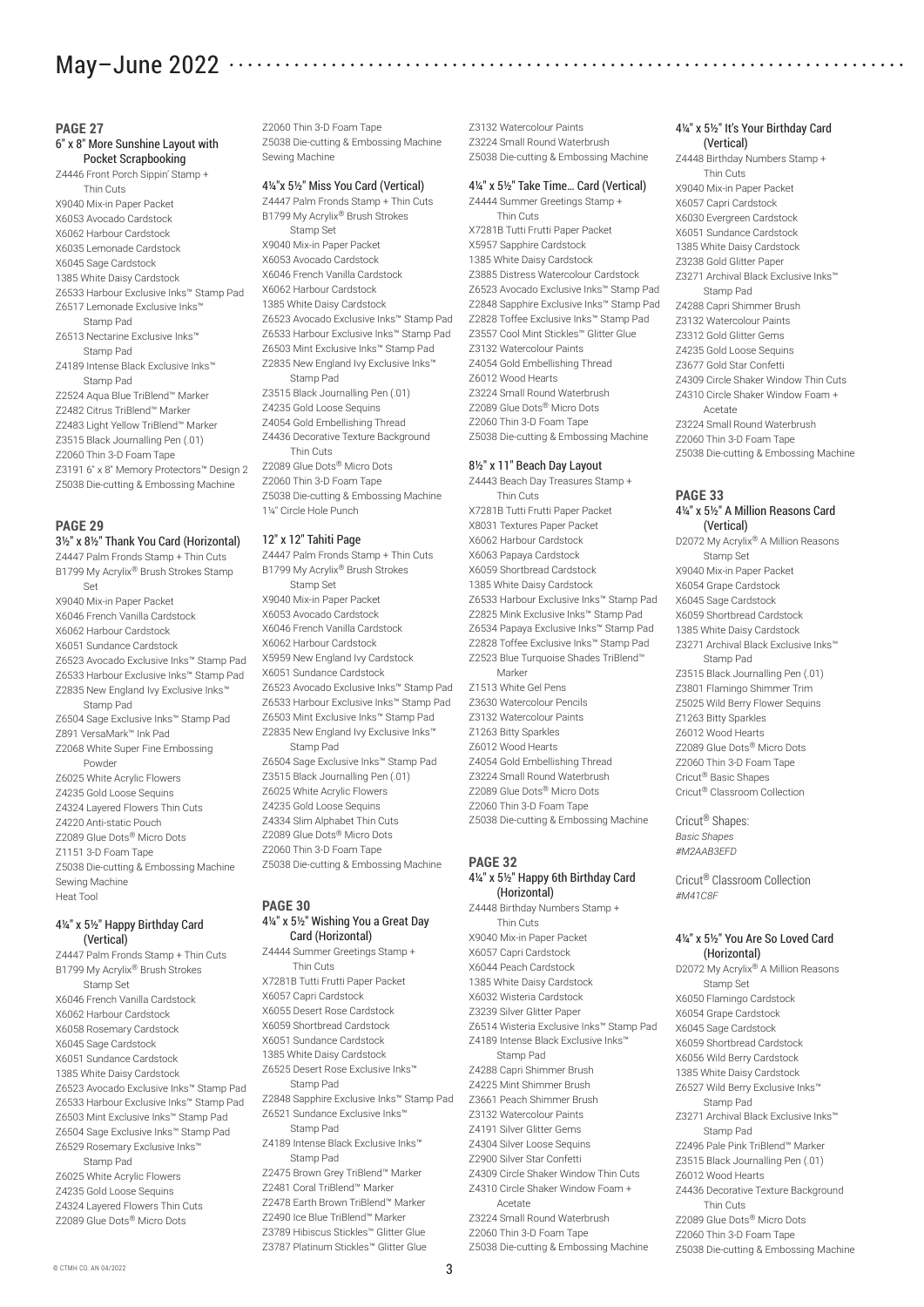# May–June 2022

## PAGE 27

### 6" x 8" More Sunshine Layout with Pocket Scrapbooking

Z4446 Front Porch Sippin' Stamp + Thin Cuts
X9040 Mix-in Paper Packet
X6053 Avocado Cardstock
X6062 Harbour Cardstock
X6035 Lemonade Cardstock
X6045 Sage Cardstock
1385 White Daisy Cardstock
Z6533 Harbour Exclusive Inks™ Stamp Pad
Z6517 Lemonade Exclusive Inks™ Stamp Pad
Z6513 Nectarine Exclusive Inks™ Stamp Pad
Z4189 Intense Black Exclusive Inks™ Stamp Pad
Z2524 Aqua Blue TriBlend™ Marker
Z2482 Citrus TriBlend™ Marker
Z2483 Light Yellow TriBlend™ Marker
Z3515 Black Journalling Pen (.01)
Z2060 Thin 3-D Foam Tape
Z3191 6" x 8" Memory Protectors™ Design 2
Z5038 Die-cutting & Embossing Machine

## PAGE 29

### 3½" x 8½" Thank You Card (Horizontal)

Z4447 Palm Fronds Stamp + Thin Cuts
B1799 My Acrylix® Brush Strokes Stamp Set
X9040 Mix-in Paper Packet
X6046 French Vanilla Cardstock
X6062 Harbour Cardstock
X6051 Sundance Cardstock
Z6523 Avocado Exclusive Inks™ Stamp Pad
Z6533 Harbour Exclusive Inks™ Stamp Pad
Z2835 New England Ivy Exclusive Inks™ Stamp Pad
Z6504 Sage Exclusive Inks™ Stamp Pad
Z891 VersaMark™ Ink Pad
Z2068 White Super Fine Embossing Powder
Z6025 White Acrylic Flowers
Z4235 Gold Loose Sequins
Z4324 Layered Flowers Thin Cuts
Z4220 Anti-static Pouch
Z2089 Glue Dots® Micro Dots
Z1151 3-D Foam Tape
Z5038 Die-cutting & Embossing Machine
Sewing Machine
Heat Tool

### 4¼" x 5½" Happy Birthday Card (Vertical)

Z4447 Palm Fronds Stamp + Thin Cuts
B1799 My Acrylix® Brush Strokes Stamp Set
X6046 French Vanilla Cardstock
X6062 Harbour Cardstock
X6058 Rosemary Cardstock
X6045 Sage Cardstock
X6051 Sundance Cardstock
1385 White Daisy Cardstock
Z6523 Avocado Exclusive Inks™ Stamp Pad
Z6533 Harbour Exclusive Inks™ Stamp Pad
Z6503 Mint Exclusive Inks™ Stamp Pad
Z6504 Sage Exclusive Inks™ Stamp Pad
Z6529 Rosemary Exclusive Inks™ Stamp Pad
Z6025 White Acrylic Flowers
Z4235 Gold Loose Sequins
Z4324 Layered Flowers Thin Cuts
Z2089 Glue Dots® Micro Dots
Z2060 Thin 3-D Foam Tape
Z5038 Die-cutting & Embossing Machine
Sewing Machine

### 4¼"x 5½" Miss You Card (Vertical)

Z4447 Palm Fronds Stamp + Thin Cuts
B1799 My Acrylix® Brush Strokes Stamp Set
X9040 Mix-in Paper Packet
X6053 Avocado Cardstock
X6046 French Vanilla Cardstock
X6062 Harbour Cardstock
1385 White Daisy Cardstock
Z6523 Avocado Exclusive Inks™ Stamp Pad
Z6533 Harbour Exclusive Inks™ Stamp Pad
Z6503 Mint Exclusive Inks™ Stamp Pad
Z2835 New England Ivy Exclusive Inks™ Stamp Pad
Z3515 Black Journalling Pen (.01)
Z4235 Gold Loose Sequins
Z4054 Gold Embellishing Thread
Z4436 Decorative Texture Background Thin Cuts
Z2089 Glue Dots® Micro Dots
Z2060 Thin 3-D Foam Tape
Z5038 Die-cutting & Embossing Machine
1¼" Circle Hole Punch

### 12" x 12" Tahiti Page

Z4447 Palm Fronds Stamp + Thin Cuts
B1799 My Acrylix® Brush Strokes Stamp Set
X9040 Mix-in Paper Packet
X6053 Avocado Cardstock
X6046 French Vanilla Cardstock
X6062 Harbour Cardstock
X5959 New England Ivy Cardstock
X6051 Sundance Cardstock
Z6523 Avocado Exclusive Inks™ Stamp Pad
Z6533 Harbour Exclusive Inks™ Stamp Pad
Z6503 Mint Exclusive Inks™ Stamp Pad
Z2835 New England Ivy Exclusive Inks™ Stamp Pad
Z6504 Sage Exclusive Inks™ Stamp Pad
Z3515 Black Journalling Pen (.01)
Z6025 White Acrylic Flowers
Z4235 Gold Loose Sequins
Z4334 Slim Alphabet Thin Cuts
Z2089 Glue Dots® Micro Dots
Z2060 Thin 3-D Foam Tape
Z5038 Die-cutting & Embossing Machine

## PAGE 30

### 4¼" x 5½" Wishing You a Great Day Card (Horizontal)

Z4444 Summer Greetings Stamp + Thin Cuts
X7281B Tutti Frutti Paper Packet
X6057 Capri Cardstock
X6055 Desert Rose Cardstock
X6059 Shortbread Cardstock
X6051 Sundance Cardstock
1385 White Daisy Cardstock
Z6525 Desert Rose Exclusive Inks™ Stamp Pad
Z2848 Sapphire Exclusive Inks™ Stamp Pad
Z6521 Sundance Exclusive Inks™ Stamp Pad
Z4189 Intense Black Exclusive Inks™ Stamp Pad
Z2475 Brown Grey TriBlend™ Marker
Z2481 Coral TriBlend™ Marker
Z2478 Earth Brown TriBlend™ Marker
Z2490 Ice Blue TriBlend™ Marker
Z3789 Hibiscus Stickles™ Glitter Glue
Z3787 Platinum Stickles™ Glitter Glue
Z3132 Watercolour Paints
Z3224 Small Round Waterbrush
Z5038 Die-cutting & Embossing Machine

### 4¼" x 5½" Take Time… Card (Vertical)

Z4444 Summer Greetings Stamp + Thin Cuts
X7281B Tutti Frutti Paper Packet
X5957 Sapphire Cardstock
1385 White Daisy Cardstock
Z3885 Distress Watercolour Cardstock
Z6523 Avocado Exclusive Inks™ Stamp Pad
Z2848 Sapphire Exclusive Inks™ Stamp Pad
Z2828 Toffee Exclusive Inks™ Stamp Pad
Z3557 Cool Mint Stickles™ Glitter Glue
Z3132 Watercolour Paints
Z4054 Gold Embellishing Thread
Z6012 Wood Hearts
Z3224 Small Round Waterbrush
Z2089 Glue Dots® Micro Dots
Z2060 Thin 3-D Foam Tape
Z5038 Die-cutting & Embossing Machine

### 8½" x 11" Beach Day Layout

Z4443 Beach Day Treasures Stamp + Thin Cuts
X7281B Tutti Frutti Paper Packet
X8031 Textures Paper Packet
X6062 Harbour Cardstock
X6063 Papaya Cardstock
X6059 Shortbread Cardstock
1385 White Daisy Cardstock
Z6533 Harbour Exclusive Inks™ Stamp Pad
Z2825 Mink Exclusive Inks™ Stamp Pad
Z6534 Papaya Exclusive Inks™ Stamp Pad
Z2828 Toffee Exclusive Inks™ Stamp Pad
Z2523 Blue Turquoise Shades TriBlend™ Marker
Z1513 White Gel Pens
Z3630 Watercolour Pencils
Z3132 Watercolour Paints
Z1263 Bitty Sparkles
Z6012 Wood Hearts
Z4054 Gold Embellishing Thread
Z3224 Small Round Waterbrush
Z2089 Glue Dots® Micro Dots
Z2060 Thin 3-D Foam Tape
Z5038 Die-cutting & Embossing Machine

## PAGE 32

### 4¼" x 5½" Happy 6th Birthday Card (Horizontal)

Z4448 Birthday Numbers Stamp + Thin Cuts
X9040 Mix-in Paper Packet
X6057 Capri Cardstock
X6044 Peach Cardstock
1385 White Daisy Cardstock
X6032 Wisteria Cardstock
Z3239 Silver Glitter Paper
Z6514 Wisteria Exclusive Inks™ Stamp Pad
Z4189 Intense Black Exclusive Inks™ Stamp Pad
Z4288 Capri Shimmer Brush
Z4225 Mint Shimmer Brush
Z3661 Peach Shimmer Brush
Z3132 Watercolour Paints
Z4191 Silver Glitter Gems
Z4304 Silver Loose Sequins
Z2900 Silver Star Confetti
Z4309 Circle Shaker Window Thin Cuts
Z4310 Circle Shaker Window Foam + Acetate
Z3224 Small Round Waterbrush
Z2060 Thin 3-D Foam Tape
Z5038 Die-cutting & Embossing Machine

### 4¼" x 5½" It's Your Birthday Card (Vertical)

Z4448 Birthday Numbers Stamp + Thin Cuts
X9040 Mix-in Paper Packet
X6057 Capri Cardstock
X6030 Evergreen Cardstock
X6051 Sundance Cardstock
1385 White Daisy Cardstock
Z3238 Gold Glitter Paper
Z3271 Archival Black Exclusive Inks™ Stamp Pad
Z4288 Capri Shimmer Brush
Z3132 Watercolour Paints
Z3312 Gold Glitter Gems
Z4235 Gold Loose Sequins
Z3677 Gold Star Confetti
Z4309 Circle Shaker Window Thin Cuts
Z4310 Circle Shaker Window Foam + Acetate
Z3224 Small Round Waterbrush
Z2060 Thin 3-D Foam Tape
Z5038 Die-cutting & Embossing Machine

## PAGE 33

### 4¼" x 5½" A Million Reasons Card (Vertical)

D2072 My Acrylix® A Million Reasons Stamp Set
X9040 Mix-in Paper Packet
X6054 Grape Cardstock
X6045 Sage Cardstock
X6059 Shortbread Cardstock
1385 White Daisy Cardstock
Z3271 Archival Black Exclusive Inks™ Stamp Pad
Z3515 Black Journalling Pen (.01)
Z3801 Flamingo Shimmer Trim
Z5025 Wild Berry Flower Sequins
Z1263 Bitty Sparkles
Z6012 Wood Hearts
Z2089 Glue Dots® Micro Dots
Z2060 Thin 3-D Foam Tape
Cricut® Basic Shapes
Cricut® Classroom Collection

Cricut® Shapes:
*Basic Shapes*
*#M2AAB3EFD*

Cricut® Classroom Collection
*#M41C8F*

### 4¼" x 5½" You Are So Loved Card (Horizontal)

D2072 My Acrylix® A Million Reasons Stamp Set
X6050 Flamingo Cardstock
X6054 Grape Cardstock
X6045 Sage Cardstock
X6059 Shortbread Cardstock
X6056 Wild Berry Cardstock
1385 White Daisy Cardstock
Z6527 Wild Berry Exclusive Inks™ Stamp Pad
Z3271 Archival Black Exclusive Inks™ Stamp Pad
Z2496 Pale Pink TriBlend™ Marker
Z3515 Black Journalling Pen (.01)
Z6012 Wood Hearts
Z4436 Decorative Texture Background Thin Cuts
Z2089 Glue Dots® Micro Dots
Z2060 Thin 3-D Foam Tape
Z5038 Die-cutting & Embossing Machine

© CTMH CO. AN 04/2022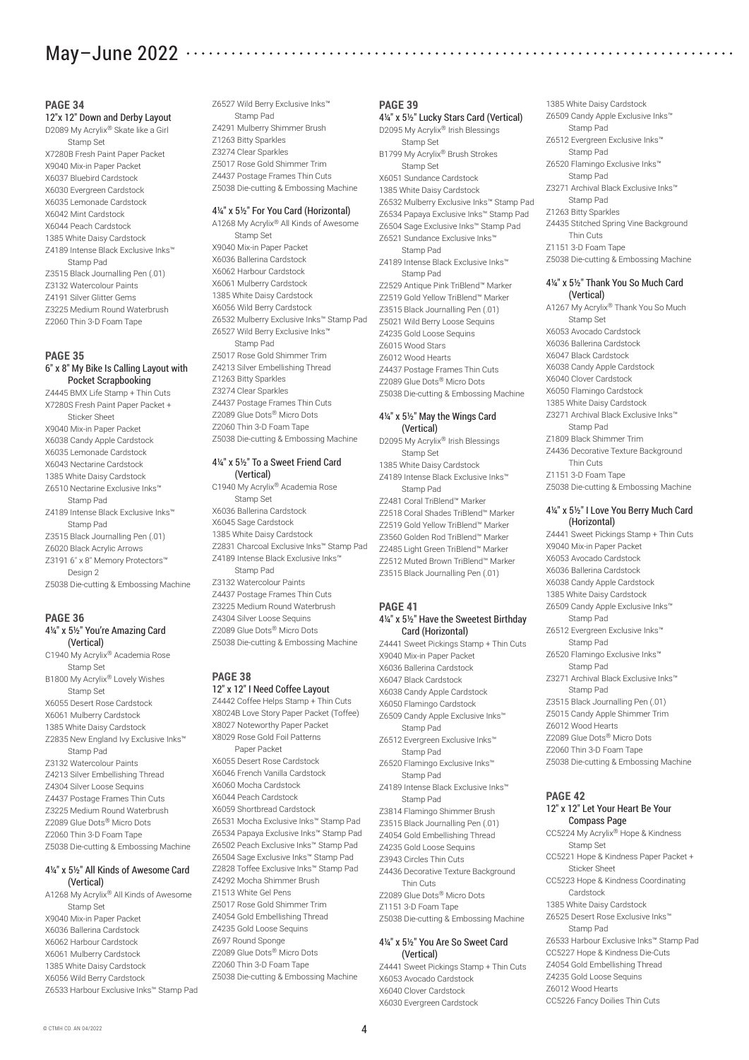# May–June 2022

## PAGE 34

### 12"x 12" Down and Derby Layout

D2089 My Acrylix® Skate like a Girl Stamp Set
X7280B Fresh Paint Paper Packet
X9040 Mix-in Paper Packet
X6037 Bluebird Cardstock
X6030 Evergreen Cardstock
X6035 Lemonade Cardstock
X6042 Mint Cardstock
X6044 Peach Cardstock
1385 White Daisy Cardstock
Z4189 Intense Black Exclusive Inks™ Stamp Pad
Z3515 Black Journalling Pen (.01)
Z3132 Watercolour Paints
Z4191 Silver Glitter Gems
Z3225 Medium Round Waterbrush
Z2060 Thin 3-D Foam Tape

## PAGE 35

### 6" x 8" My Bike Is Calling Layout with Pocket Scrapbooking

Z4445 BMX Life Stamp + Thin Cuts
X7280S Fresh Paint Paper Packet + Sticker Sheet
X9040 Mix-in Paper Packet
X6038 Candy Apple Cardstock
X6035 Lemonade Cardstock
X6043 Nectarine Cardstock
1385 White Daisy Cardstock
Z6510 Nectarine Exclusive Inks™ Stamp Pad
Z4189 Intense Black Exclusive Inks™ Stamp Pad
Z3515 Black Journalling Pen (.01)
Z6020 Black Acrylic Arrows
Z3191 6" x 8" Memory Protectors™ Design 2
Z5038 Die-cutting & Embossing Machine

## PAGE 36

### 4¼" x 5½" You're Amazing Card (Vertical)

C1940 My Acrylix® Academia Rose Stamp Set
B1800 My Acrylix® Lovely Wishes Stamp Set
X6055 Desert Rose Cardstock
X6061 Mulberry Cardstock
1385 White Daisy Cardstock
Z2835 New England Ivy Exclusive Inks™ Stamp Pad
Z3132 Watercolour Paints
Z4213 Silver Embellishing Thread
Z4304 Silver Loose Sequins
Z4437 Postage Frames Thin Cuts
Z3225 Medium Round Waterbrush
Z2089 Glue Dots® Micro Dots
Z2060 Thin 3-D Foam Tape
Z5038 Die-cutting & Embossing Machine

### 4¼" x 5½" All Kinds of Awesome Card (Vertical)

A1268 My Acrylix® All Kinds of Awesome Stamp Set
X9040 Mix-in Paper Packet
X6036 Ballerina Cardstock
X6062 Harbour Cardstock
X6061 Mulberry Cardstock
1385 White Daisy Cardstock
X6056 Wild Berry Cardstock
Z6533 Harbour Exclusive Inks™ Stamp Pad
Z6527 Wild Berry Exclusive Inks™ Stamp Pad
Z4291 Mulberry Shimmer Brush
Z1263 Bitty Sparkles
Z3274 Clear Sparkles
Z5017 Rose Gold Shimmer Trim
Z4437 Postage Frames Thin Cuts
Z5038 Die-cutting & Embossing Machine

### 4¼" x 5½" For You Card (Horizontal)

A1268 My Acrylix® All Kinds of Awesome Stamp Set
X9040 Mix-in Paper Packet
X6036 Ballerina Cardstock
X6062 Harbour Cardstock
X6061 Mulberry Cardstock
1385 White Daisy Cardstock
X6056 Wild Berry Cardstock
Z6532 Mulberry Exclusive Inks™ Stamp Pad
Z6527 Wild Berry Exclusive Inks™ Stamp Pad
Z5017 Rose Gold Shimmer Trim
Z4213 Silver Embellishing Thread
Z1263 Bitty Sparkles
Z3274 Clear Sparkles
Z4437 Postage Frames Thin Cuts
Z2089 Glue Dots® Micro Dots
Z2060 Thin 3-D Foam Tape
Z5038 Die-cutting & Embossing Machine

### 4¼" x 5½" To a Sweet Friend Card (Vertical)

C1940 My Acrylix® Academia Rose Stamp Set
X6036 Ballerina Cardstock
X6045 Sage Cardstock
1385 White Daisy Cardstock
Z2831 Charcoal Exclusive Inks™ Stamp Pad
Z4189 Intense Black Exclusive Inks™ Stamp Pad
Z3132 Watercolour Paints
Z4437 Postage Frames Thin Cuts
Z3225 Medium Round Waterbrush
Z4304 Silver Loose Sequins
Z2089 Glue Dots® Micro Dots
Z5038 Die-cutting & Embossing Machine

## PAGE 38

### 12" x 12" I Need Coffee Layout

Z4442 Coffee Helps Stamp + Thin Cuts
X8024B Love Story Paper Packet (Toffee)
X8027 Noteworthy Paper Packet
X8029 Rose Gold Foil Patterns Paper Packet
X6055 Desert Rose Cardstock
X6046 French Vanilla Cardstock
X6060 Mocha Cardstock
X6044 Peach Cardstock
X6059 Shortbread Cardstock
Z6531 Mocha Exclusive Inks™ Stamp Pad
Z6534 Papaya Exclusive Inks™ Stamp Pad
Z6502 Peach Exclusive Inks™ Stamp Pad
Z6504 Sage Exclusive Inks™ Stamp Pad
Z2828 Toffee Exclusive Inks™ Stamp Pad
Z4292 Mocha Shimmer Brush
Z1513 White Gel Pens
Z5017 Rose Gold Shimmer Trim
Z4054 Gold Embellishing Thread
Z4235 Gold Loose Sequins
Z697 Round Sponge
Z2089 Glue Dots® Micro Dots
Z2060 Thin 3-D Foam Tape
Z5038 Die-cutting & Embossing Machine

## PAGE 39

### 4¼" x 5½" Lucky Stars Card (Vertical)

D2095 My Acrylix® Irish Blessings Stamp Set
B1799 My Acrylix® Brush Strokes Stamp Set
X6051 Sundance Cardstock
1385 White Daisy Cardstock
Z6532 Mulberry Exclusive Inks™ Stamp Pad
Z6534 Papaya Exclusive Inks™ Stamp Pad
Z6504 Sage Exclusive Inks™ Stamp Pad
Z6521 Sundance Exclusive Inks™ Stamp Pad
Z4189 Intense Black Exclusive Inks™ Stamp Pad
Z2529 Antique Pink TriBlend™ Marker
Z2519 Gold Yellow TriBlend™ Marker
Z3515 Black Journalling Pen (.01)
Z5021 Wild Berry Loose Sequins
Z4235 Gold Loose Sequins
Z6015 Wood Stars
Z6012 Wood Hearts
Z4437 Postage Frames Thin Cuts
Z2089 Glue Dots® Micro Dots
Z5038 Die-cutting & Embossing Machine

### 4¼" x 5½" May the Wings Card (Vertical)

D2095 My Acrylix® Irish Blessings Stamp Set
1385 White Daisy Cardstock
Z4189 Intense Black Exclusive Inks™ Stamp Pad
Z2481 Coral TriBlend™ Marker
Z2518 Coral Shades TriBlend™ Marker
Z2519 Gold Yellow TriBlend™ Marker
Z3560 Golden Rod TriBlend™ Marker
Z2485 Light Green TriBlend™ Marker
Z2512 Muted Brown TriBlend™ Marker
Z3515 Black Journalling Pen (.01)

## PAGE 41

### 4¼" x 5½" Have the Sweetest Birthday Card (Horizontal)

Z4441 Sweet Pickings Stamp + Thin Cuts
X9040 Mix-in Paper Packet
X6036 Ballerina Cardstock
X6047 Black Cardstock
X6038 Candy Apple Cardstock
X6050 Flamingo Cardstock
Z6509 Candy Apple Exclusive Inks™ Stamp Pad
Z6512 Evergreen Exclusive Inks™ Stamp Pad
Z6520 Flamingo Exclusive Inks™ Stamp Pad
Z4189 Intense Black Exclusive Inks™ Stamp Pad
Z3814 Flamingo Shimmer Brush
Z3515 Black Journalling Pen (.01)
Z4054 Gold Embellishing Thread
Z4235 Gold Loose Sequins
Z3943 Circles Thin Cuts
Z4436 Decorative Texture Background Thin Cuts
Z2089 Glue Dots® Micro Dots
Z1151 3-D Foam Tape
Z5038 Die-cutting & Embossing Machine

### 4¼" x 5½" You Are So Sweet Card (Vertical)

Z4441 Sweet Pickings Stamp + Thin Cuts
X6053 Avocado Cardstock
X6040 Clover Cardstock
X6030 Evergreen Cardstock
1385 White Daisy Cardstock
Z6509 Candy Apple Exclusive Inks™ Stamp Pad
Z6512 Evergreen Exclusive Inks™ Stamp Pad
Z6520 Flamingo Exclusive Inks™ Stamp Pad
Z3271 Archival Black Exclusive Inks™ Stamp Pad
Z1263 Bitty Sparkles
Z4435 Stitched Spring Vine Background Thin Cuts
Z1151 3-D Foam Tape
Z5038 Die-cutting & Embossing Machine

### 4¼" x 5½" Thank You So Much Card (Vertical)

A1267 My Acrylix® Thank You So Much Stamp Set
X6053 Avocado Cardstock
X6036 Ballerina Cardstock
X6047 Black Cardstock
X6038 Candy Apple Cardstock
X6040 Clover Cardstock
X6050 Flamingo Cardstock
1385 White Daisy Cardstock
Z3271 Archival Black Exclusive Inks™ Stamp Pad
Z1809 Black Shimmer Trim
Z4436 Decorative Texture Background Thin Cuts
Z1151 3-D Foam Tape
Z5038 Die-cutting & Embossing Machine

### 4¼" x 5½" I Love You Berry Much Card (Horizontal)

Z4441 Sweet Pickings Stamp + Thin Cuts
X9040 Mix-in Paper Packet
X6053 Avocado Cardstock
X6036 Ballerina Cardstock
X6038 Candy Apple Cardstock
1385 White Daisy Cardstock
Z6509 Candy Apple Exclusive Inks™ Stamp Pad
Z6512 Evergreen Exclusive Inks™ Stamp Pad
Z6520 Flamingo Exclusive Inks™ Stamp Pad
Z3271 Archival Black Exclusive Inks™ Stamp Pad
Z3515 Black Journalling Pen (.01)
Z5015 Candy Apple Shimmer Trim
Z6012 Wood Hearts
Z2089 Glue Dots® Micro Dots
Z2060 Thin 3-D Foam Tape
Z5038 Die-cutting & Embossing Machine

## PAGE 42

### 12" x 12" Let Your Heart Be Your Compass Page

CC5224 My Acrylix® Hope & Kindness Stamp Set
CC5221 Hope & Kindness Paper Packet + Sticker Sheet
CC5223 Hope & Kindness Coordinating Cardstock
1385 White Daisy Cardstock
Z6525 Desert Rose Exclusive Inks™ Stamp Pad
Z6533 Harbour Exclusive Inks™ Stamp Pad
CC5227 Hope & Kindness Die-Cuts
Z4054 Gold Embellishing Thread
Z4235 Gold Loose Sequins
Z6012 Wood Hearts
CC5226 Fancy Doilies Thin Cuts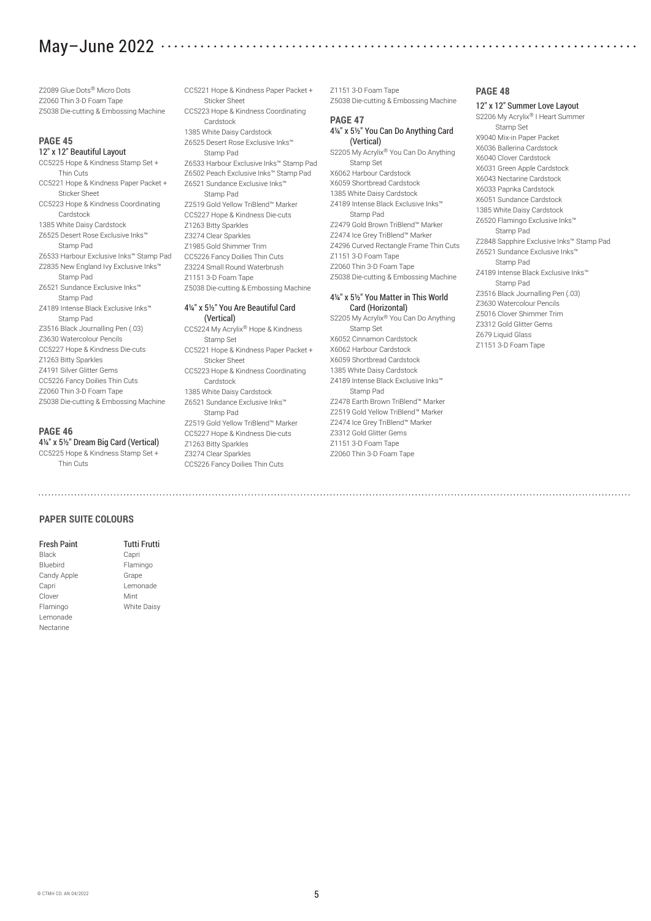# May–June 2022

Z2089 Glue Dots® Micro Dots
Z2060 Thin 3-D Foam Tape
Z5038 Die-cutting & Embossing Machine

## PAGE 45

### 12" x 12" Beautiful Layout

CC5225 Hope & Kindness Stamp Set + Thin Cuts
CC5221 Hope & Kindness Paper Packet + Sticker Sheet
CC5223 Hope & Kindness Coordinating Cardstock
1385 White Daisy Cardstock
Z6525 Desert Rose Exclusive Inks™ Stamp Pad
Z6533 Harbour Exclusive Inks™ Stamp Pad
Z2835 New England Ivy Exclusive Inks™ Stamp Pad
Z6521 Sundance Exclusive Inks™ Stamp Pad
Z4189 Intense Black Exclusive Inks™ Stamp Pad
Z3516 Black Journalling Pen (.03)
Z3630 Watercolour Pencils
CC5227 Hope & Kindness Die-cuts
Z1263 Bitty Sparkles
Z4191 Silver Glitter Gems
CC5226 Fancy Doilies Thin Cuts
Z2060 Thin 3-D Foam Tape
Z5038 Die-cutting & Embossing Machine

## PAGE 46

### 4¼" x 5½" Dream Big Card (Vertical)

CC5225 Hope & Kindness Stamp Set + Thin Cuts
CC5221 Hope & Kindness Paper Packet + Sticker Sheet
CC5223 Hope & Kindness Coordinating Cardstock
1385 White Daisy Cardstock
Z6525 Desert Rose Exclusive Inks™ Stamp Pad
Z6533 Harbour Exclusive Inks™ Stamp Pad
Z6502 Peach Exclusive Inks™ Stamp Pad
Z6521 Sundance Exclusive Inks™ Stamp Pad
Z2519 Gold Yellow TriBlend™ Marker
CC5227 Hope & Kindness Die-cuts
Z1263 Bitty Sparkles
Z3274 Clear Sparkles
Z1985 Gold Shimmer Trim
CC5226 Fancy Doilies Thin Cuts
Z3224 Small Round Waterbrush
Z1151 3-D Foam Tape
Z5038 Die-cutting & Embossing Machine

### 4¼" x 5½" You Are Beautiful Card (Vertical)

CC5224 My Acrylix® Hope & Kindness Stamp Set
CC5221 Hope & Kindness Paper Packet + Sticker Sheet
CC5223 Hope & Kindness Coordinating Cardstock
1385 White Daisy Cardstock
Z6521 Sundance Exclusive Inks™ Stamp Pad
Z2519 Gold Yellow TriBlend™ Marker
CC5227 Hope & Kindness Die-cuts
Z1263 Bitty Sparkles
Z3274 Clear Sparkles
CC5226 Fancy Doilies Thin Cuts
Z1151 3-D Foam Tape
Z5038 Die-cutting & Embossing Machine

## PAGE 47

### 4¼" x 5½" You Can Do Anything Card (Vertical)

S2205 My Acrylix® You Can Do Anything Stamp Set
X6062 Harbour Cardstock
X6059 Shortbread Cardstock
1385 White Daisy Cardstock
Z4189 Intense Black Exclusive Inks™ Stamp Pad
Z2479 Gold Brown TriBlend™ Marker
Z2474 Ice Grey TriBlend™ Marker
Z4296 Curved Rectangle Frame Thin Cuts
Z1151 3-D Foam Tape
Z2060 Thin 3-D Foam Tape
Z5038 Die-cutting & Embossing Machine

### 4¼" x 5½" You Matter in This World Card (Horizontal)

S2205 My Acrylix® You Can Do Anything Stamp Set
X6052 Cinnamon Cardstock
X6062 Harbour Cardstock
X6059 Shortbread Cardstock
1385 White Daisy Cardstock
Z4189 Intense Black Exclusive Inks™ Stamp Pad
Z2478 Earth Brown TriBlend™ Marker
Z2519 Gold Yellow TriBlend™ Marker
Z2474 Ice Grey TriBlend™ Marker
Z3312 Gold Glitter Gems
Z1151 3-D Foam Tape
Z2060 Thin 3-D Foam Tape

## PAGE 48

### 12" x 12" Summer Love Layout

S2206 My Acrylix® I Heart Summer Stamp Set
X9040 Mix-in Paper Packet
X6036 Ballerina Cardstock
X6040 Clover Cardstock
X6031 Green Apple Cardstock
X6043 Nectarine Cardstock
X6033 Paprika Cardstock
X6051 Sundance Cardstock
1385 White Daisy Cardstock
Z6520 Flamingo Exclusive Inks™ Stamp Pad
Z2848 Sapphire Exclusive Inks™ Stamp Pad
Z6521 Sundance Exclusive Inks™ Stamp Pad
Z4189 Intense Black Exclusive Inks™ Stamp Pad
Z3516 Black Journalling Pen (.03)
Z3630 Watercolour Pencils
Z5016 Clover Shimmer Trim
Z3312 Gold Glitter Gems
Z679 Liquid Glass
Z1151 3-D Foam Tape

## PAPER SUITE COLOURS

### Fresh Paint

Black
Bluebird
Candy Apple
Capri
Clover
Flamingo
Lemonade
Nectarine

### Tutti Frutti

Capri
Flamingo
Grape
Lemonade
Mint
White Daisy

© CTMH CO. AN 04/2022